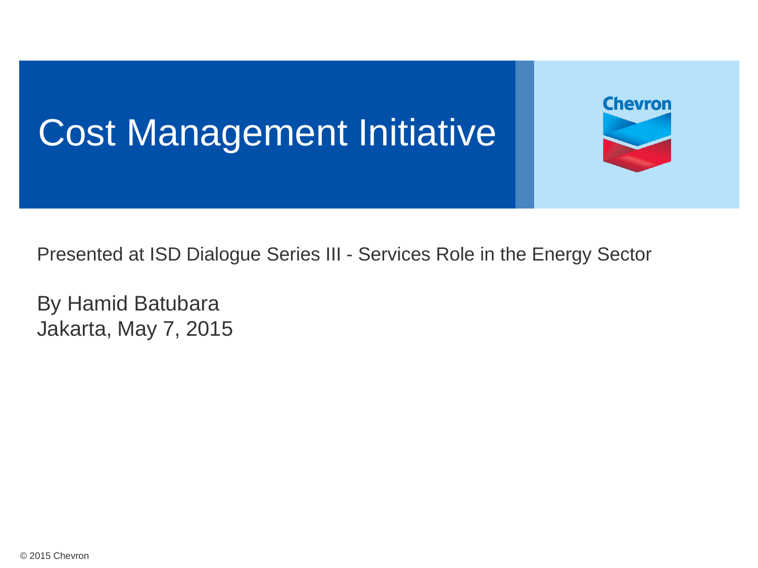# Cost Management Initiative

Chevron

Presented at ISD Dialogue Series III - Services Role in the Energy Sector

By Hamid Batubara
Jakarta, May 7, 2015

© 2015 Chevron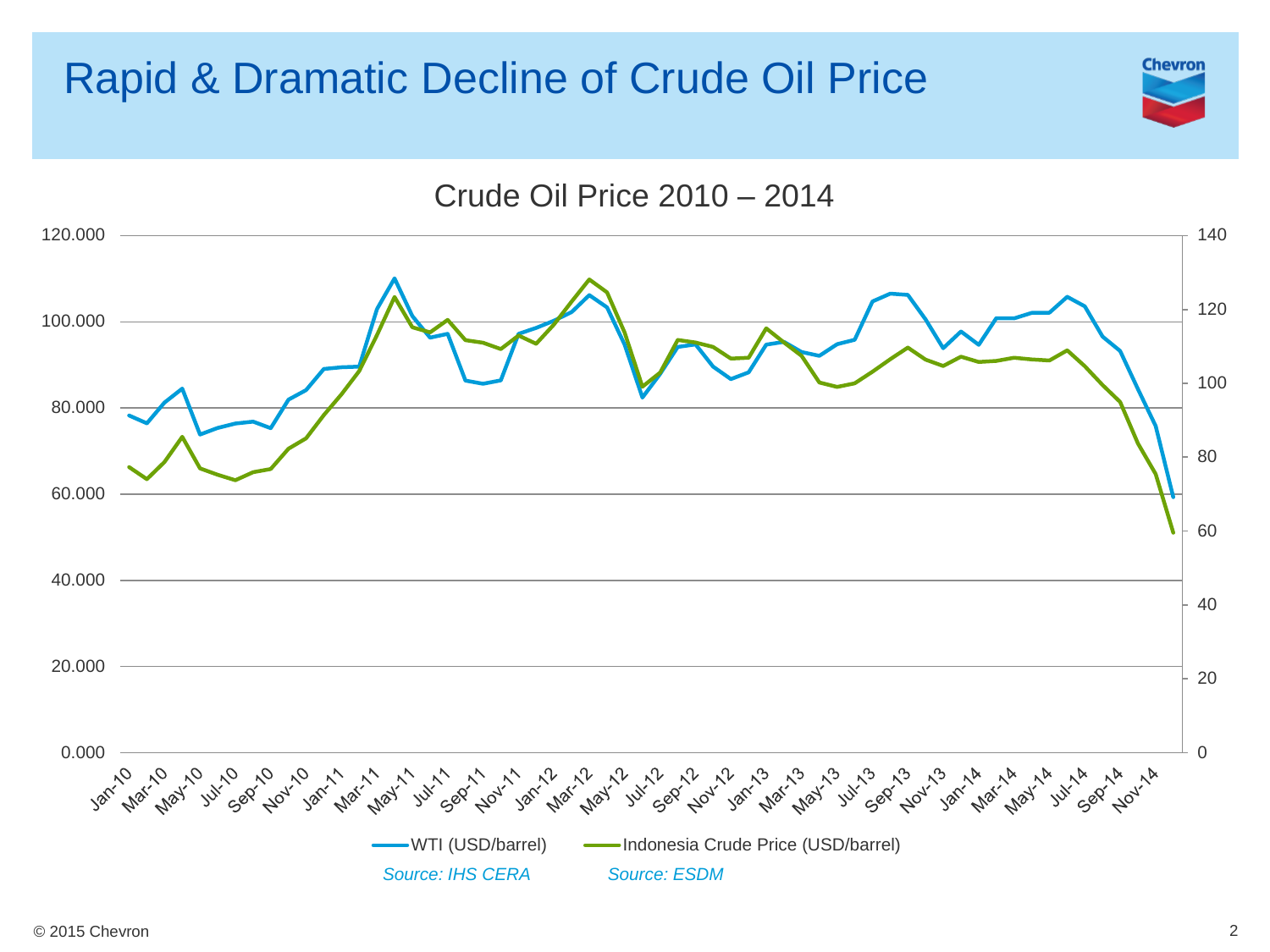# Rapid & Dramatic Decline of Crude Oil Price

## Crude Oil Price 2010 – 2014

WTI (USD/barrel) — *Source: IHS CERA*

Indonesia Crude Price (USD/barrel) — *Source: ESDM*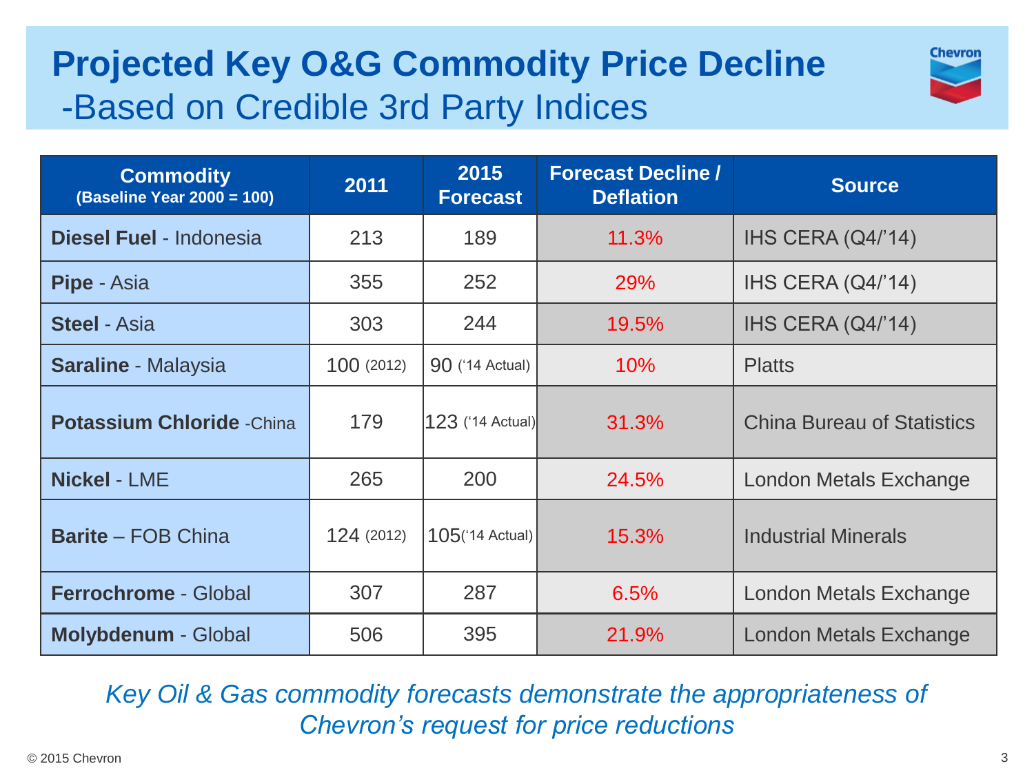# Projected Key O&G Commodity Price Decline

## -Based on Credible 3rd Party Indices

| Commodity (Baseline Year 2000 = 100) | 2011 | 2015 Forecast | Forecast Decline / Deflation | Source |
|---|---|---|---|---|
| **Diesel Fuel** - Indonesia | 213 | 189 | 11.3% | IHS CERA (Q4/'14) |
| **Pipe** - Asia | 355 | 252 | 29% | IHS CERA (Q4/'14) |
| **Steel** - Asia | 303 | 244 | 19.5% | IHS CERA (Q4/'14) |
| **Saraline** - Malaysia | 100 (2012) | 90 ('14 Actual) | 10% | Platts |
| **Potassium Chloride** -China | 179 | 123 ('14 Actual) | 31.3% | China Bureau of Statistics |
| **Nickel** - LME | 265 | 200 | 24.5% | London Metals Exchange |
| **Barite** – FOB China | 124 (2012) | 105('14 Actual) | 15.3% | Industrial Minerals |
| **Ferrochrome** - Global | 307 | 287 | 6.5% | London Metals Exchange |
| **Molybdenum** - Global | 506 | 395 | 21.9% | London Metals Exchange |

*Key Oil & Gas commodity forecasts demonstrate the appropriateness of Chevron's request for price reductions*

© 2015 Chevron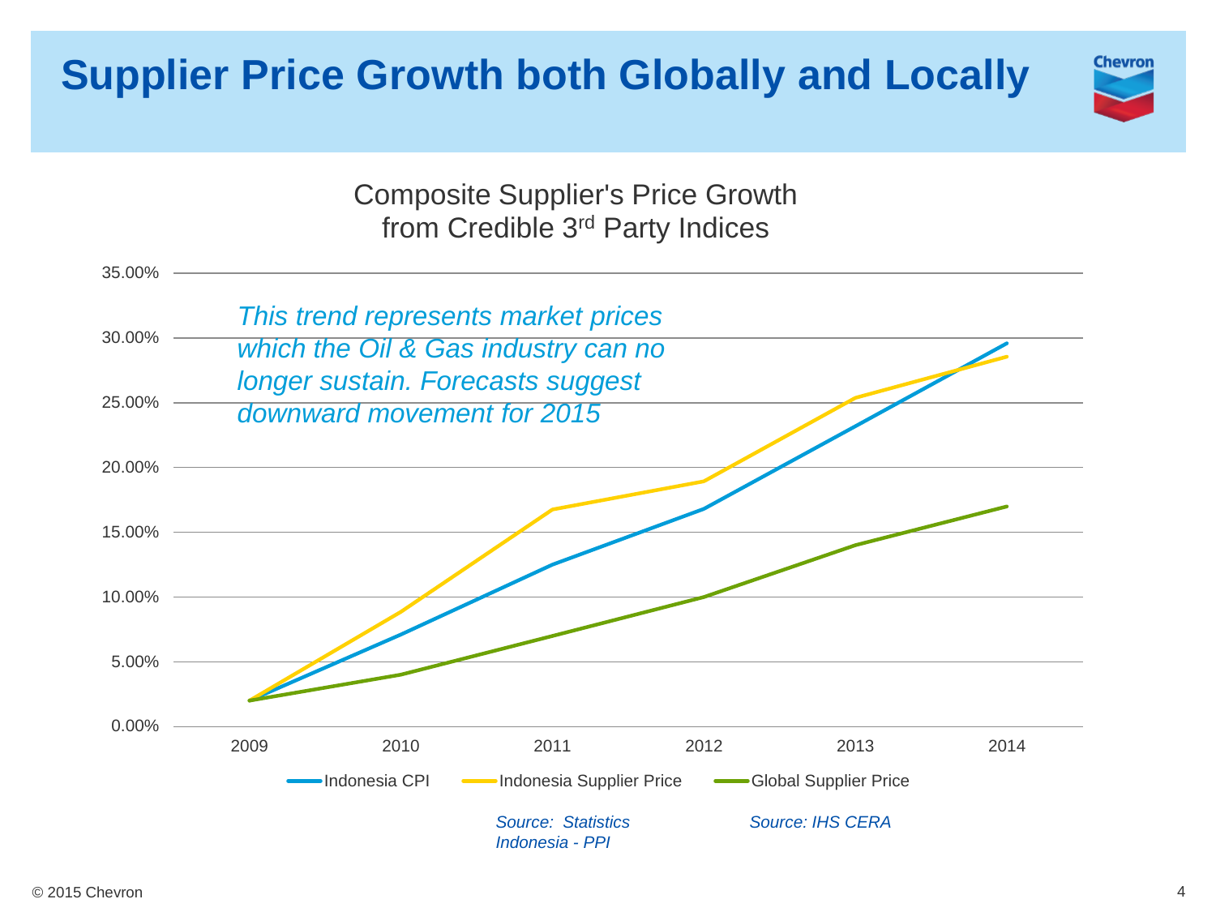# Supplier Price Growth both Globally and Locally

Composite Supplier's Price Growth from Credible 3rd Party Indices

*This trend represents market prices which the Oil & Gas industry can no longer sustain. Forecasts suggest downward movement for 2015*

35.00%
30.00%
25.00%
20.00%
15.00%
10.00%
5.00%
0.00%

2009 2010 2011 2012 2013 2014

Indonesia CPI — Indonesia Supplier Price — Global Supplier Price

*Source: Statistics Indonesia - PPI*

*Source: IHS CERA*

© 2015 Chevron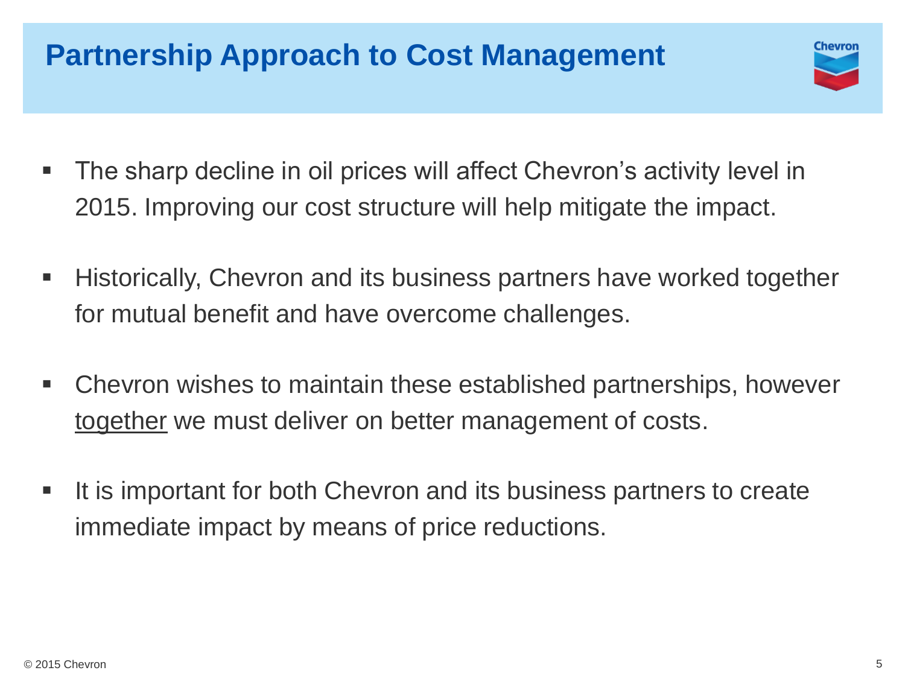# Partnership Approach to Cost Management

- The sharp decline in oil prices will affect Chevron's activity level in 2015. Improving our cost structure will help mitigate the impact.
- Historically, Chevron and its business partners have worked together for mutual benefit and have overcome challenges.
- Chevron wishes to maintain these established partnerships, however <u>together</u> we must deliver on better management of costs.
- It is important for both Chevron and its business partners to create immediate impact by means of price reductions.

© 2015 Chevron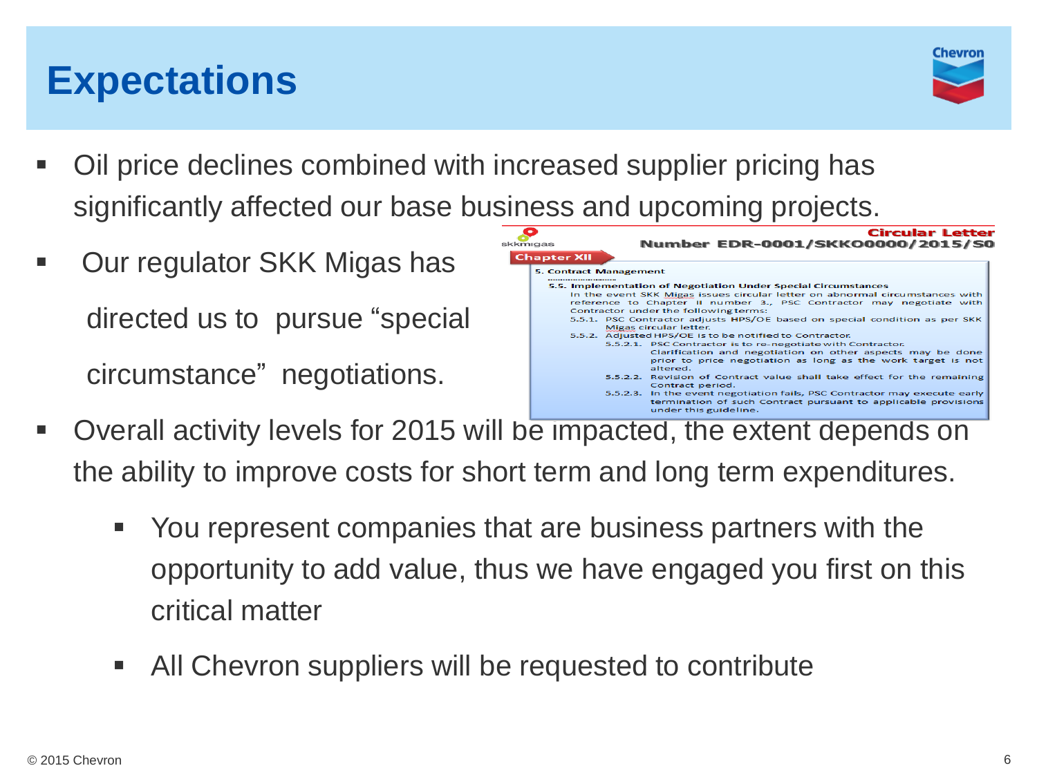# Expectations

- Oil price declines combined with increased supplier pricing has significantly affected our base business and upcoming projects.
- Our regulator SKK Migas has directed us to pursue "special circumstance" negotiations.

skkmigas

**Circular Letter**

**Number EDR-0001/SKKO0000/2015/S0**

**Chapter XII**

**5. Contract Management**

**5.5. Implementation of Negotiation Under Special Circumstances**

In the event SKK Migas issues circular letter on abnormal circumstances with reference to Chapter II number 3., PSC Contractor may negotiate with Contractor under the following terms:

5.5.1. PSC Contractor adjusts HPS/OE based on special condition as per SKK Migas circular letter.

5.5.2. Adjusted HPS/OE is to be notified to Contractor.

5.5.2.1. PSC Contractor is to re-negotiate with Contractor. Clarification and negotiation on other aspects may be done prior to price negotiation as long as the work target is not altered.

5.5.2.2. Revision of Contract value shall take effect for the remaining Contract period.

5.5.2.3. In the event negotiation fails, PSC Contractor may execute early termination of such Contract pursuant to applicable provisions under this guideline.

- Overall activity levels for 2015 will be impacted, the extent depends on the ability to improve costs for short term and long term expenditures.
  - You represent companies that are business partners with the opportunity to add value, thus we have engaged you first on this critical matter
  - All Chevron suppliers will be requested to contribute

© 2015 Chevron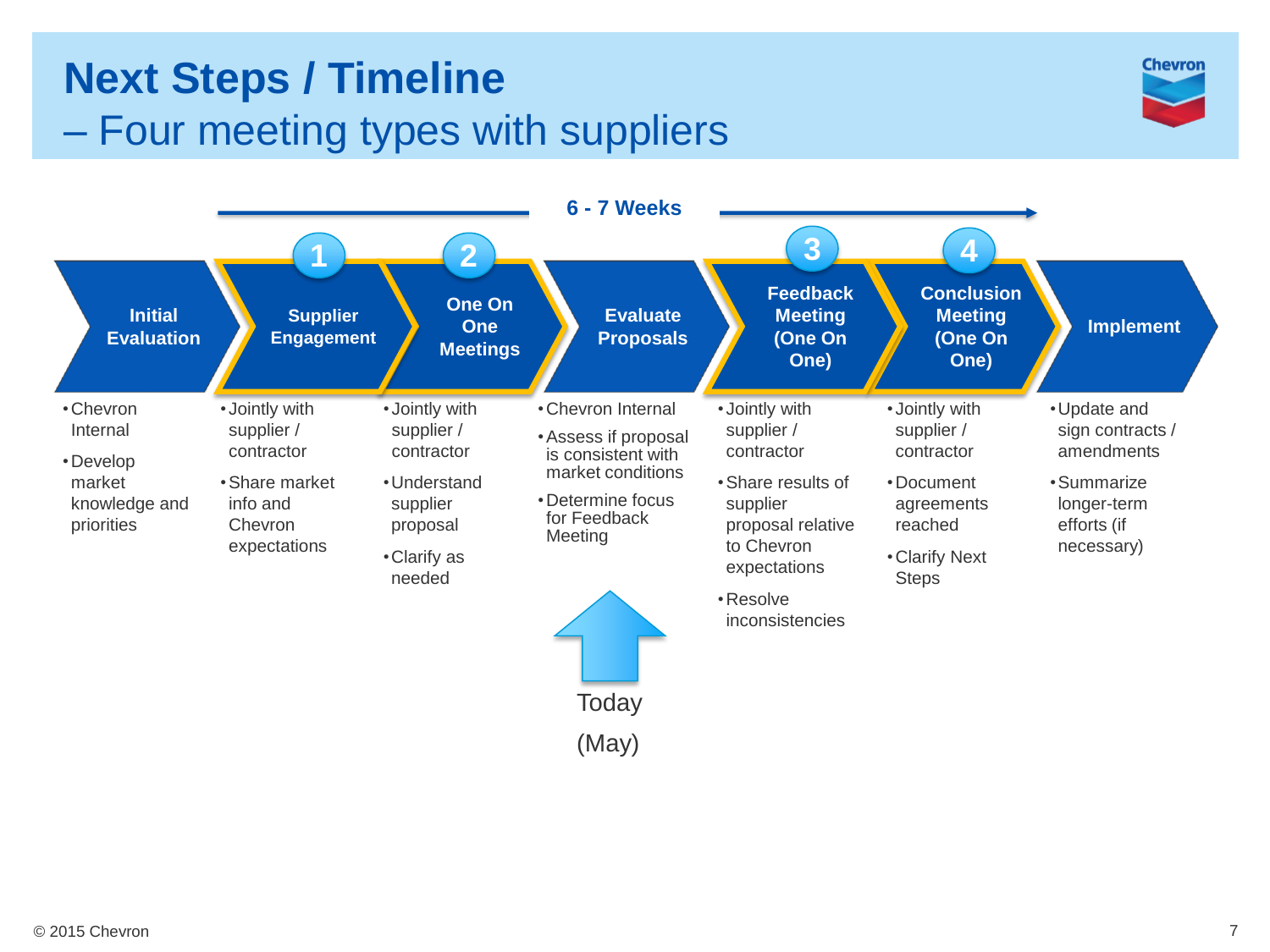# Next Steps / Timeline

## – Four meeting types with suppliers

**6 - 7 Weeks**

**Initial Evaluation**
- Chevron Internal
- Develop market knowledge and priorities

**1 – Supplier Engagement**
- Jointly with supplier / contractor
- Share market info and Chevron expectations

**2 – One On One Meetings**
- Jointly with supplier / contractor
- Understand supplier proposal
- Clarify as needed

**Evaluate Proposals**
- Chevron Internal
- Assess if proposal is consistent with market conditions
- Determine focus for Feedback Meeting

Today (May)

**3 – Feedback Meeting (One On One)**
- Jointly with supplier / contractor
- Share results of supplier proposal relative to Chevron expectations
- Resolve inconsistencies

**4 – Conclusion Meeting (One On One)**
- Jointly with supplier / contractor
- Document agreements reached
- Clarify Next Steps

**Implement**
- Update and sign contracts / amendments
- Summarize longer-term efforts (if necessary)

© 2015 Chevron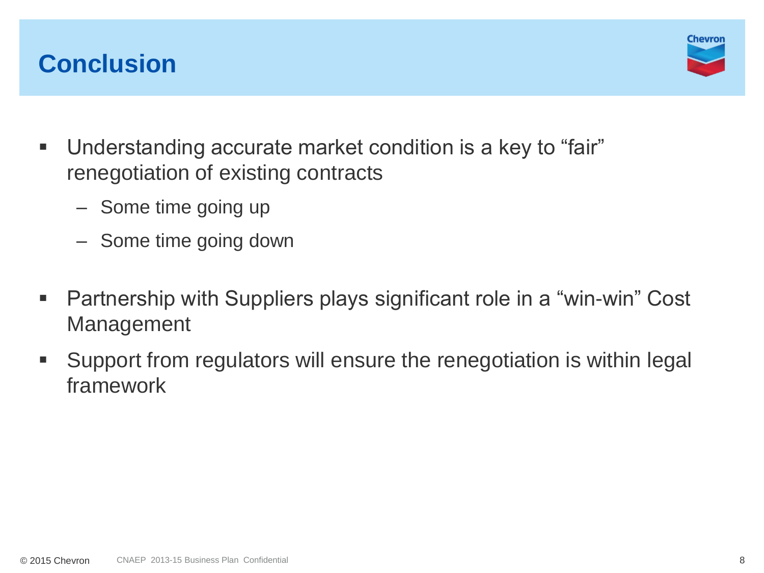# Conclusion

- Understanding accurate market condition is a key to "fair" renegotiation of existing contracts
  - Some time going up
  - Some time going down
- Partnership with Suppliers plays significant role in a "win-win" Cost Management
- Support from regulators will ensure the renegotiation is within legal framework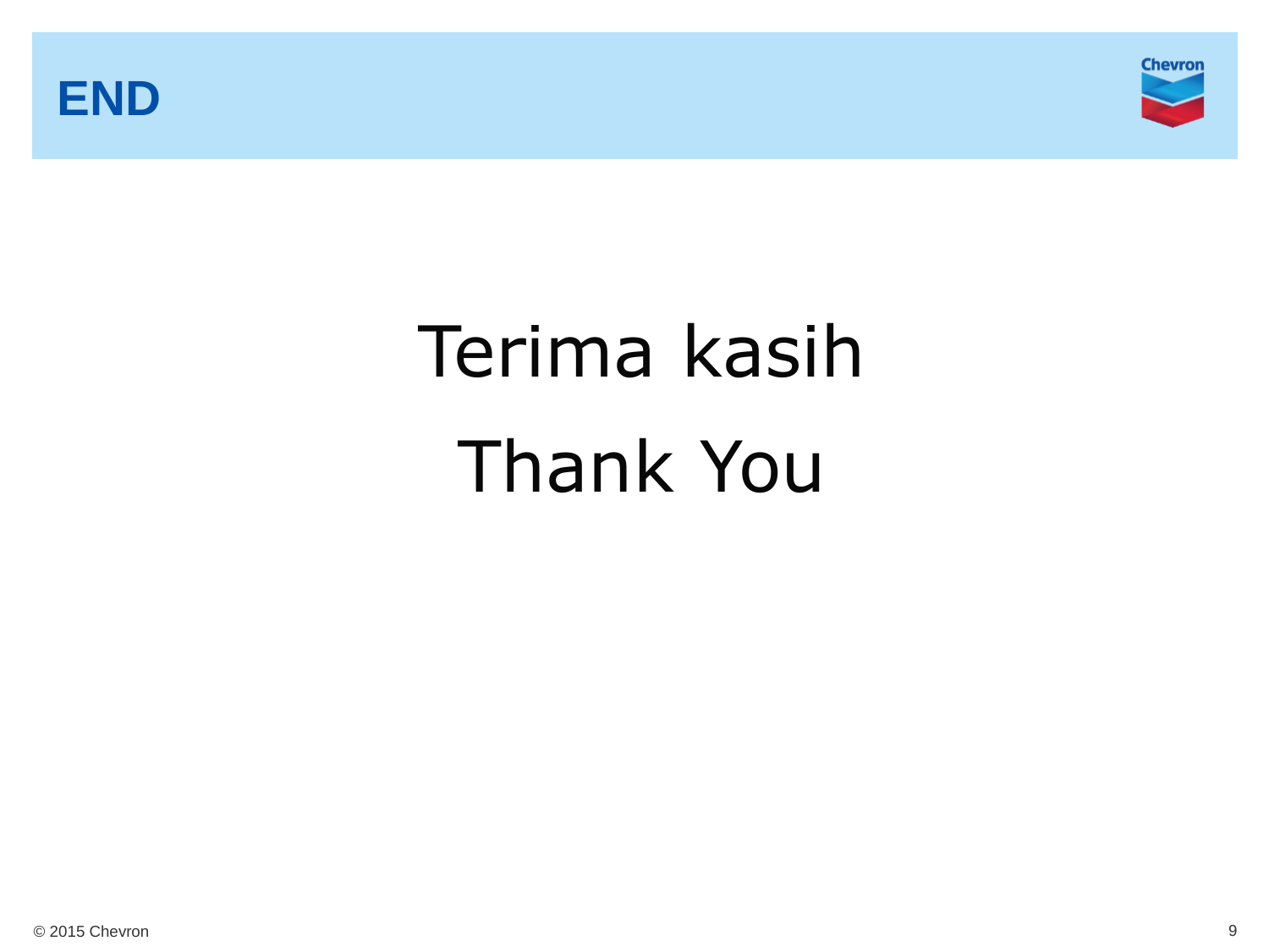# END

Terima kasih

Thank You

© 2015 Chevron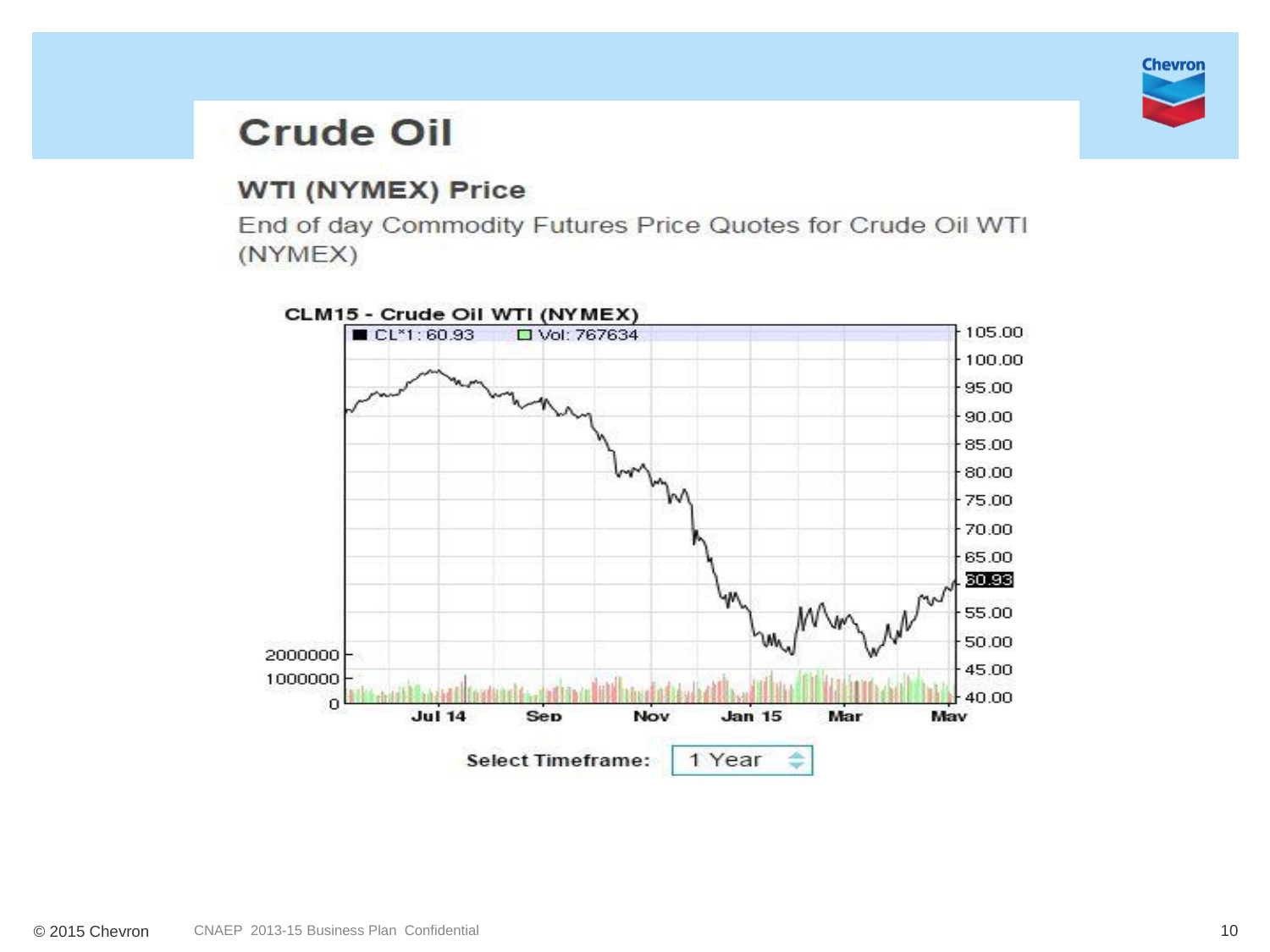# Crude Oil

## WTI (NYMEX) Price

End of day Commodity Futures Price Quotes for Crude Oil WTI (NYMEX)

CLM15 - Crude Oil WTI (NYMEX)

CL*1: 60.93

Vol: 767634

105.00
100.00
95.00
90.00
85.00
80.00
75.00
70.00
65.00
60.93
55.00
50.00
45.00
40.00

2000000
1000000
0

Jul 14
Sep
Nov
Jan 15
Mar
May

Select Timeframe: 1 Year

© 2015 Chevron CNAEP 2013-15 Business Plan Confidential